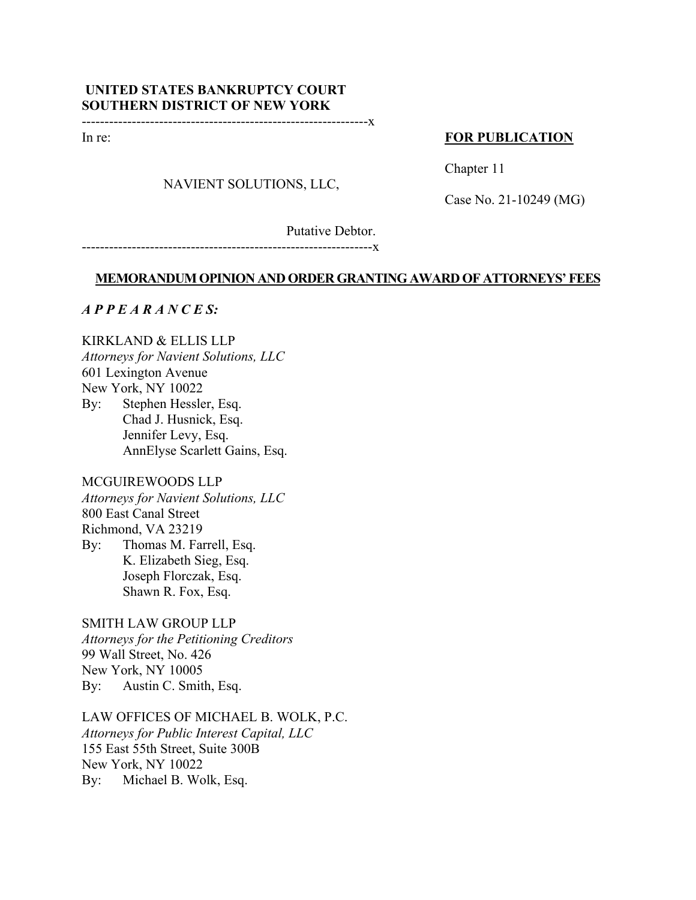**UNITED STATES BANKRUPTCY COURT**
**SOUTHERN DISTRICT OF NEW YORK**

---------------------------------------------------------------x

In re:

NAVIENT SOLUTIONS, LLC,

Putative Debtor.

---------------------------------------------------------------x

**FOR PUBLICATION**

Chapter 11

Case No. 21-10249 (MG)

## MEMORANDUM OPINION AND ORDER GRANTING AWARD OF ATTORNEYS' FEES

***A P P E A R A N C E S:***

KIRKLAND & ELLIS LLP
*Attorneys for Navient Solutions, LLC*
601 Lexington Avenue
New York, NY 10022
By: Stephen Hessler, Esq.
Chad J. Husnick, Esq.
Jennifer Levy, Esq.
AnnElyse Scarlett Gains, Esq.

MCGUIREWOODS LLP
*Attorneys for Navient Solutions, LLC*
800 East Canal Street
Richmond, VA 23219
By: Thomas M. Farrell, Esq.
K. Elizabeth Sieg, Esq.
Joseph Florczak, Esq.
Shawn R. Fox, Esq.

SMITH LAW GROUP LLP
*Attorneys for the Petitioning Creditors*
99 Wall Street, No. 426
New York, NY 10005
By: Austin C. Smith, Esq.

LAW OFFICES OF MICHAEL B. WOLK, P.C.
*Attorneys for Public Interest Capital, LLC*
155 East 55th Street, Suite 300B
New York, NY 10022
By: Michael B. Wolk, Esq.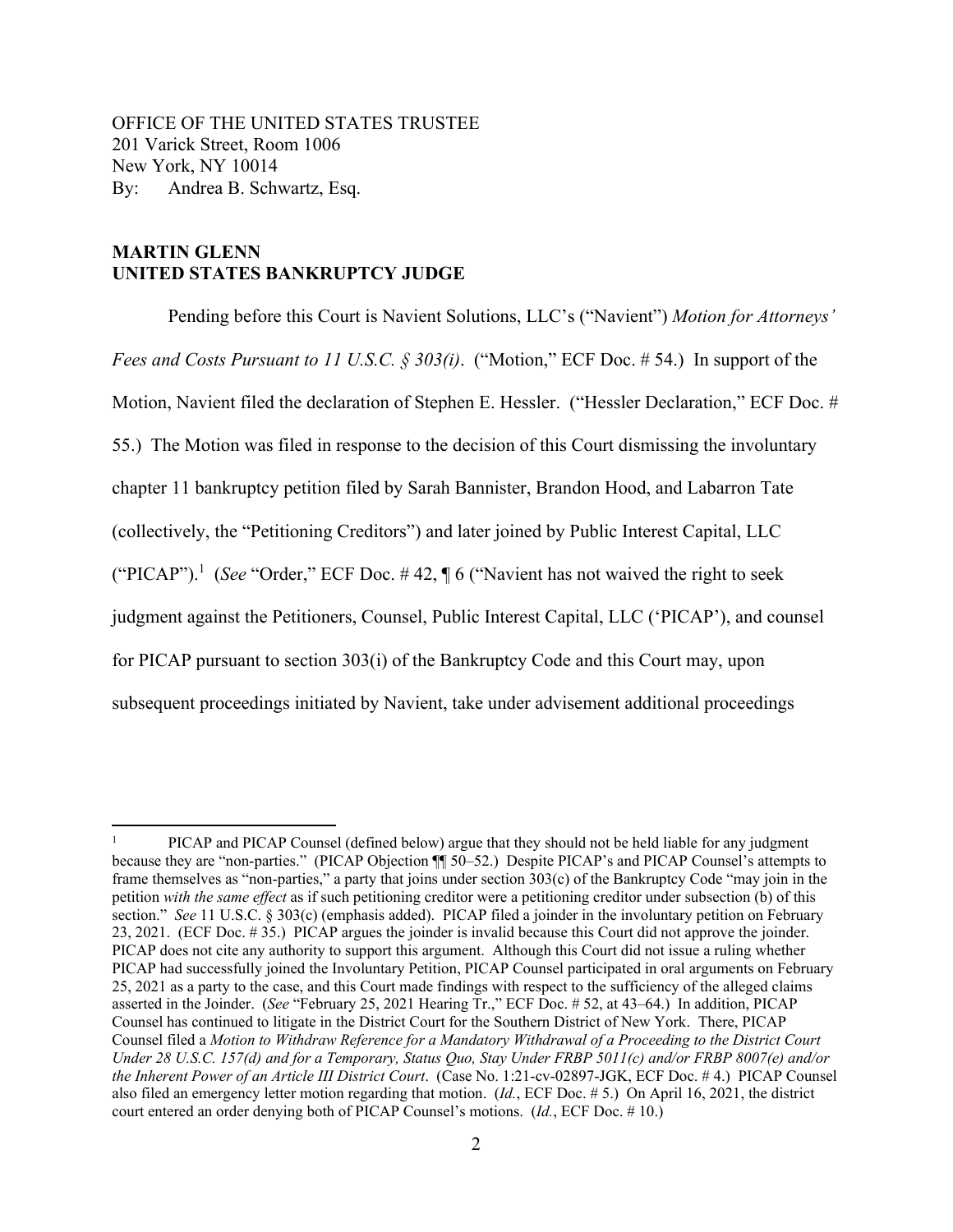OFFICE OF THE UNITED STATES TRUSTEE
201 Varick Street, Room 1006
New York, NY 10014
By: Andrea B. Schwartz, Esq.

**MARTIN GLENN**
**UNITED STATES BANKRUPTCY JUDGE**

Pending before this Court is Navient Solutions, LLC's ("Navient") *Motion for Attorneys' Fees and Costs Pursuant to 11 U.S.C. § 303(i)*. ("Motion," ECF Doc. # 54.) In support of the Motion, Navient filed the declaration of Stephen E. Hessler. ("Hessler Declaration," ECF Doc. # 55.) The Motion was filed in response to the decision of this Court dismissing the involuntary chapter 11 bankruptcy petition filed by Sarah Bannister, Brandon Hood, and Labarron Tate (collectively, the "Petitioning Creditors") and later joined by Public Interest Capital, LLC ("PICAP").[1] (*See* "Order," ECF Doc. # 42, ¶ 6 ("Navient has not waived the right to seek judgment against the Petitioners, Counsel, Public Interest Capital, LLC ('PICAP'), and counsel for PICAP pursuant to section 303(i) of the Bankruptcy Code and this Court may, upon subsequent proceedings initiated by Navient, take under advisement additional proceedings

[1] PICAP and PICAP Counsel (defined below) argue that they should not be held liable for any judgment because they are "non-parties." (PICAP Objection ¶¶ 50–52.) Despite PICAP's and PICAP Counsel's attempts to frame themselves as "non-parties," a party that joins under section 303(c) of the Bankruptcy Code "may join in the petition *with the same effect* as if such petitioning creditor were a petitioning creditor under subsection (b) of this section." *See* 11 U.S.C. § 303(c) (emphasis added). PICAP filed a joinder in the involuntary petition on February 23, 2021. (ECF Doc. # 35.) PICAP argues the joinder is invalid because this Court did not approve the joinder. PICAP does not cite any authority to support this argument. Although this Court did not issue a ruling whether PICAP had successfully joined the Involuntary Petition, PICAP Counsel participated in oral arguments on February 25, 2021 as a party to the case, and this Court made findings with respect to the sufficiency of the alleged claims asserted in the Joinder. (*See* "February 25, 2021 Hearing Tr.," ECF Doc. # 52, at 43–64.) In addition, PICAP Counsel has continued to litigate in the District Court for the Southern District of New York. There, PICAP Counsel filed a *Motion to Withdraw Reference for a Mandatory Withdrawal of a Proceeding to the District Court Under 28 U.S.C. 157(d) and for a Temporary, Status Quo, Stay Under FRBP 5011(c) and/or FRBP 8007(e) and/or the Inherent Power of an Article III District Court*. (Case No. 1:21-cv-02897-JGK, ECF Doc. # 4.) PICAP Counsel also filed an emergency letter motion regarding that motion. (*Id.*, ECF Doc. # 5.) On April 16, 2021, the district court entered an order denying both of PICAP Counsel's motions. (*Id.*, ECF Doc. # 10.)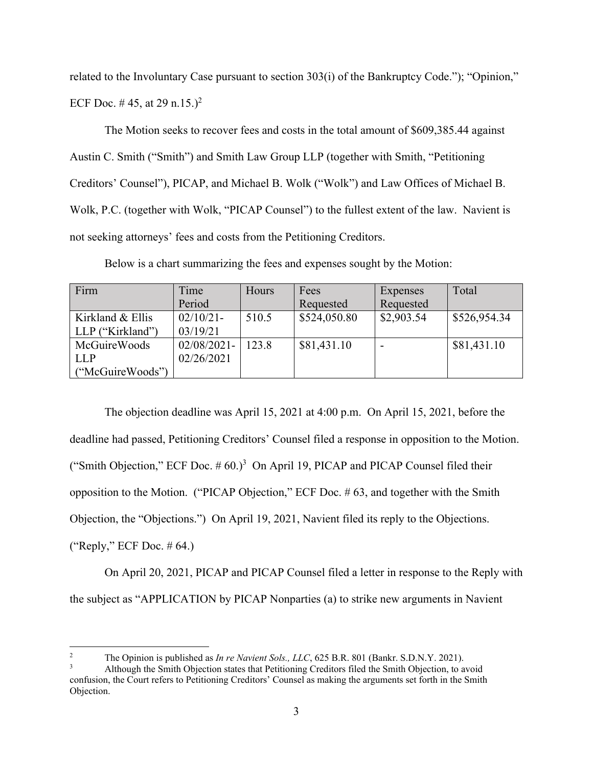related to the Involuntary Case pursuant to section 303(i) of the Bankruptcy Code."); "Opinion," ECF Doc. # 45, at 29 n.15.)[2]

The Motion seeks to recover fees and costs in the total amount of $609,385.44 against Austin C. Smith ("Smith") and Smith Law Group LLP (together with Smith, "Petitioning Creditors' Counsel"), PICAP, and Michael B. Wolk ("Wolk") and Law Offices of Michael B. Wolk, P.C. (together with Wolk, "PICAP Counsel") to the fullest extent of the law. Navient is not seeking attorneys' fees and costs from the Petitioning Creditors.

Below is a chart summarizing the fees and expenses sought by the Motion:

| Firm | Time Period | Hours | Fees Requested | Expenses Requested | Total |
|---|---|---|---|---|---|
| Kirkland & Ellis LLP ("Kirkland") | 02/10/21-03/19/21 | 510.5 | $524,050.80 | $2,903.54 | $526,954.34 |
| McGuireWoods LLP ("McGuireWoods") | 02/08/2021-02/26/2021 | 123.8 | $81,431.10 | - | $81,431.10 |

The objection deadline was April 15, 2021 at 4:00 p.m. On April 15, 2021, before the deadline had passed, Petitioning Creditors' Counsel filed a response in opposition to the Motion. ("Smith Objection," ECF Doc. # 60.)[3] On April 19, PICAP and PICAP Counsel filed their opposition to the Motion. ("PICAP Objection," ECF Doc. # 63, and together with the Smith Objection, the "Objections.") On April 19, 2021, Navient filed its reply to the Objections. ("Reply," ECF Doc. # 64.)

On April 20, 2021, PICAP and PICAP Counsel filed a letter in response to the Reply with the subject as "APPLICATION by PICAP Nonparties (a) to strike new arguments in Navient

---

[2] The Opinion is published as *In re Navient Sols., LLC*, 625 B.R. 801 (Bankr. S.D.N.Y. 2021).

[3] Although the Smith Objection states that Petitioning Creditors filed the Smith Objection, to avoid confusion, the Court refers to Petitioning Creditors' Counsel as making the arguments set forth in the Smith Objection.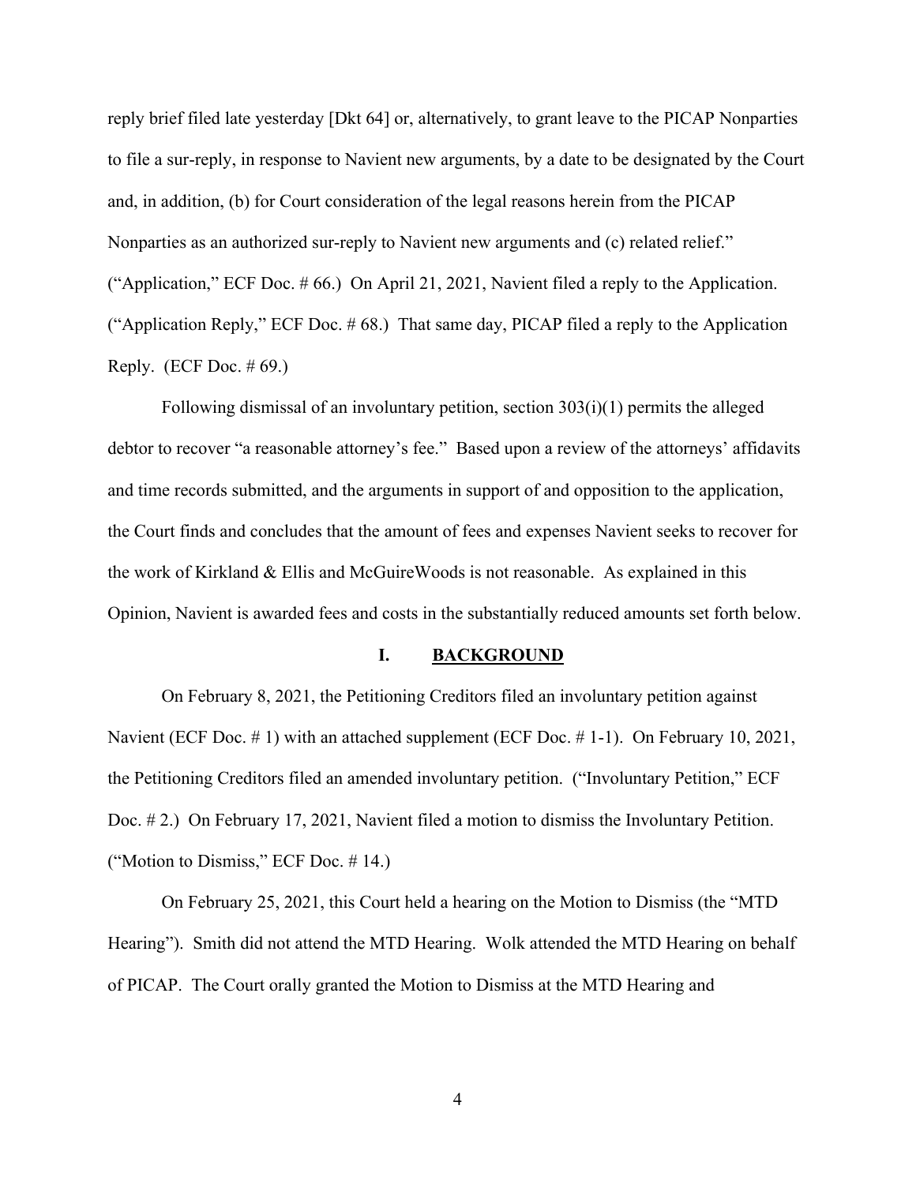reply brief filed late yesterday [Dkt 64] or, alternatively, to grant leave to the PICAP Nonparties to file a sur-reply, in response to Navient new arguments, by a date to be designated by the Court and, in addition, (b) for Court consideration of the legal reasons herein from the PICAP Nonparties as an authorized sur-reply to Navient new arguments and (c) related relief." ("Application," ECF Doc. # 66.) On April 21, 2021, Navient filed a reply to the Application. ("Application Reply," ECF Doc. # 68.) That same day, PICAP filed a reply to the Application Reply. (ECF Doc. # 69.)

Following dismissal of an involuntary petition, section 303(i)(1) permits the alleged debtor to recover "a reasonable attorney's fee." Based upon a review of the attorneys' affidavits and time records submitted, and the arguments in support of and opposition to the application, the Court finds and concludes that the amount of fees and expenses Navient seeks to recover for the work of Kirkland & Ellis and McGuireWoods is not reasonable. As explained in this Opinion, Navient is awarded fees and costs in the substantially reduced amounts set forth below.

## I. BACKGROUND

On February 8, 2021, the Petitioning Creditors filed an involuntary petition against Navient (ECF Doc. # 1) with an attached supplement (ECF Doc. # 1-1). On February 10, 2021, the Petitioning Creditors filed an amended involuntary petition. ("Involuntary Petition," ECF Doc. # 2.) On February 17, 2021, Navient filed a motion to dismiss the Involuntary Petition. ("Motion to Dismiss," ECF Doc. # 14.)

On February 25, 2021, this Court held a hearing on the Motion to Dismiss (the "MTD Hearing"). Smith did not attend the MTD Hearing. Wolk attended the MTD Hearing on behalf of PICAP. The Court orally granted the Motion to Dismiss at the MTD Hearing and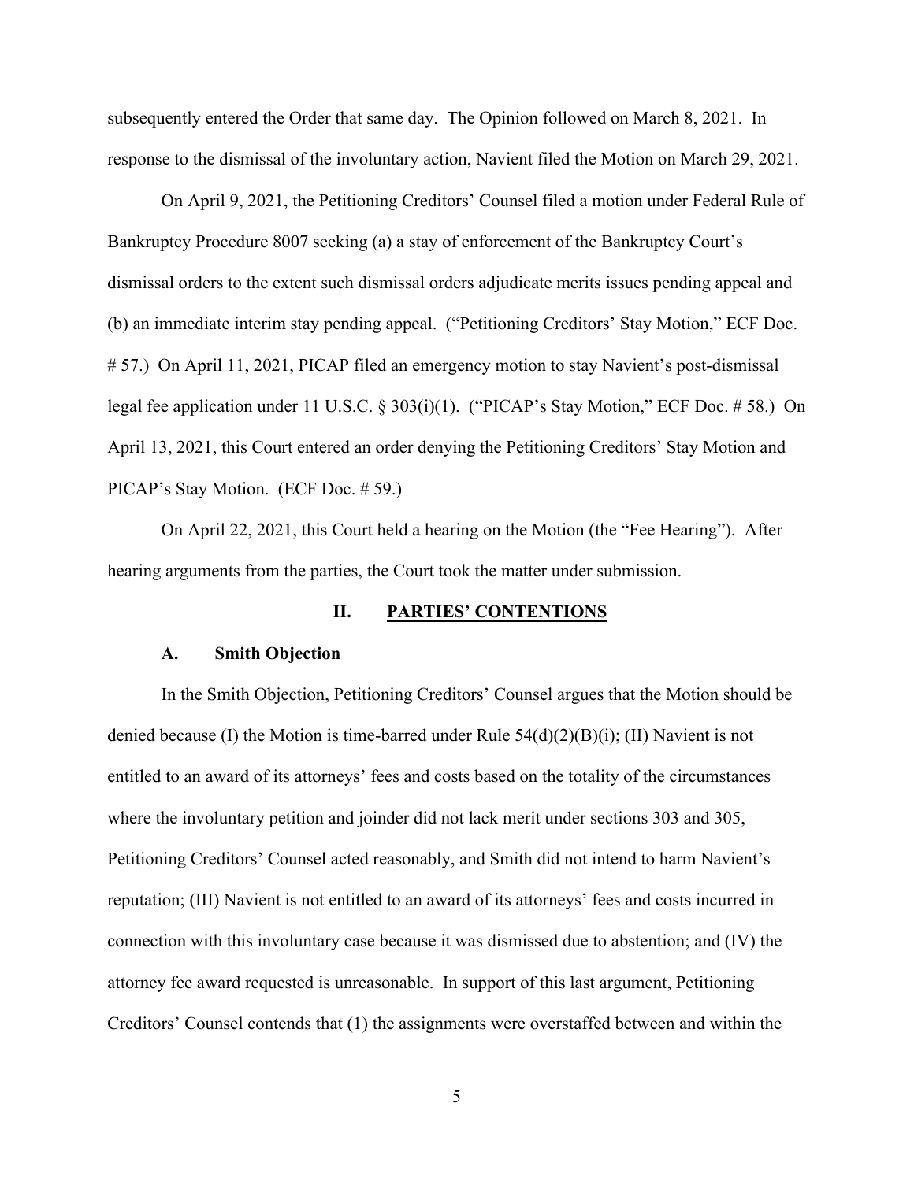subsequently entered the Order that same day. The Opinion followed on March 8, 2021. In response to the dismissal of the involuntary action, Navient filed the Motion on March 29, 2021.

On April 9, 2021, the Petitioning Creditors' Counsel filed a motion under Federal Rule of Bankruptcy Procedure 8007 seeking (a) a stay of enforcement of the Bankruptcy Court's dismissal orders to the extent such dismissal orders adjudicate merits issues pending appeal and (b) an immediate interim stay pending appeal. ("Petitioning Creditors' Stay Motion," ECF Doc. # 57.) On April 11, 2021, PICAP filed an emergency motion to stay Navient's post-dismissal legal fee application under 11 U.S.C. § 303(i)(1). ("PICAP's Stay Motion," ECF Doc. # 58.) On April 13, 2021, this Court entered an order denying the Petitioning Creditors' Stay Motion and PICAP's Stay Motion. (ECF Doc. # 59.)

On April 22, 2021, this Court held a hearing on the Motion (the "Fee Hearing"). After hearing arguments from the parties, the Court took the matter under submission.

## II. PARTIES' CONTENTIONS

### A. Smith Objection

In the Smith Objection, Petitioning Creditors' Counsel argues that the Motion should be denied because (I) the Motion is time-barred under Rule 54(d)(2)(B)(i); (II) Navient is not entitled to an award of its attorneys' fees and costs based on the totality of the circumstances where the involuntary petition and joinder did not lack merit under sections 303 and 305, Petitioning Creditors' Counsel acted reasonably, and Smith did not intend to harm Navient's reputation; (III) Navient is not entitled to an award of its attorneys' fees and costs incurred in connection with this involuntary case because it was dismissed due to abstention; and (IV) the attorney fee award requested is unreasonable. In support of this last argument, Petitioning Creditors' Counsel contends that (1) the assignments were overstaffed between and within the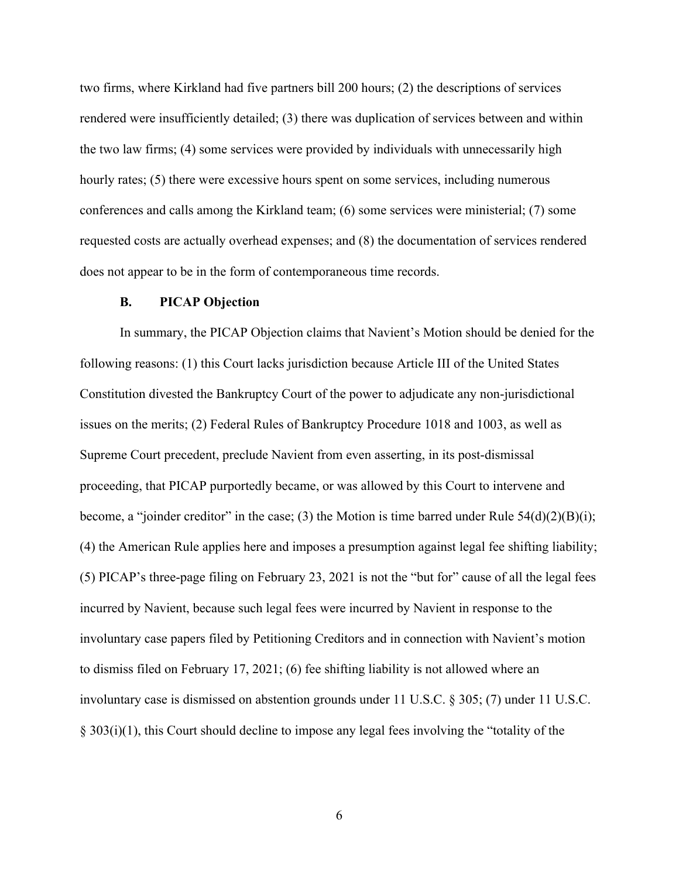two firms, where Kirkland had five partners bill 200 hours; (2) the descriptions of services rendered were insufficiently detailed; (3) there was duplication of services between and within the two law firms; (4) some services were provided by individuals with unnecessarily high hourly rates; (5) there were excessive hours spent on some services, including numerous conferences and calls among the Kirkland team; (6) some services were ministerial; (7) some requested costs are actually overhead expenses; and (8) the documentation of services rendered does not appear to be in the form of contemporaneous time records.

### B. PICAP Objection

In summary, the PICAP Objection claims that Navient's Motion should be denied for the following reasons: (1) this Court lacks jurisdiction because Article III of the United States Constitution divested the Bankruptcy Court of the power to adjudicate any non-jurisdictional issues on the merits; (2) Federal Rules of Bankruptcy Procedure 1018 and 1003, as well as Supreme Court precedent, preclude Navient from even asserting, in its post-dismissal proceeding, that PICAP purportedly became, or was allowed by this Court to intervene and become, a "joinder creditor" in the case; (3) the Motion is time barred under Rule 54(d)(2)(B)(i); (4) the American Rule applies here and imposes a presumption against legal fee shifting liability; (5) PICAP's three-page filing on February 23, 2021 is not the "but for" cause of all the legal fees incurred by Navient, because such legal fees were incurred by Navient in response to the involuntary case papers filed by Petitioning Creditors and in connection with Navient's motion to dismiss filed on February 17, 2021; (6) fee shifting liability is not allowed where an involuntary case is dismissed on abstention grounds under 11 U.S.C. § 305; (7) under 11 U.S.C. § 303(i)(1), this Court should decline to impose any legal fees involving the "totality of the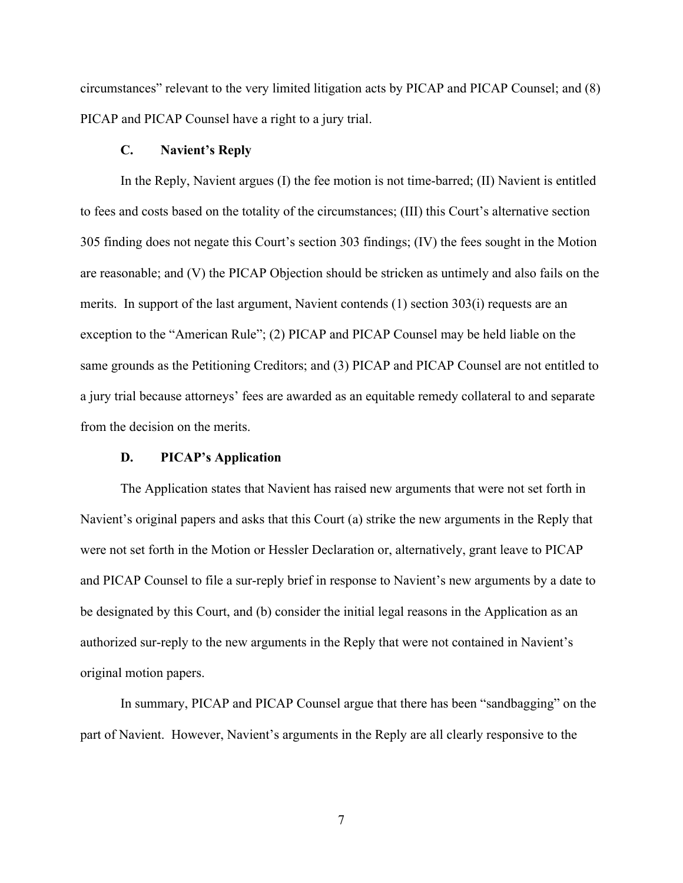circumstances" relevant to the very limited litigation acts by PICAP and PICAP Counsel; and (8) PICAP and PICAP Counsel have a right to a jury trial.

### C. Navient's Reply

In the Reply, Navient argues (I) the fee motion is not time-barred; (II) Navient is entitled to fees and costs based on the totality of the circumstances; (III) this Court's alternative section 305 finding does not negate this Court's section 303 findings; (IV) the fees sought in the Motion are reasonable; and (V) the PICAP Objection should be stricken as untimely and also fails on the merits. In support of the last argument, Navient contends (1) section 303(i) requests are an exception to the "American Rule"; (2) PICAP and PICAP Counsel may be held liable on the same grounds as the Petitioning Creditors; and (3) PICAP and PICAP Counsel are not entitled to a jury trial because attorneys' fees are awarded as an equitable remedy collateral to and separate from the decision on the merits.

### D. PICAP's Application

The Application states that Navient has raised new arguments that were not set forth in Navient's original papers and asks that this Court (a) strike the new arguments in the Reply that were not set forth in the Motion or Hessler Declaration or, alternatively, grant leave to PICAP and PICAP Counsel to file a sur-reply brief in response to Navient's new arguments by a date to be designated by this Court, and (b) consider the initial legal reasons in the Application as an authorized sur-reply to the new arguments in the Reply that were not contained in Navient's original motion papers.

In summary, PICAP and PICAP Counsel argue that there has been "sandbagging" on the part of Navient. However, Navient's arguments in the Reply are all clearly responsive to the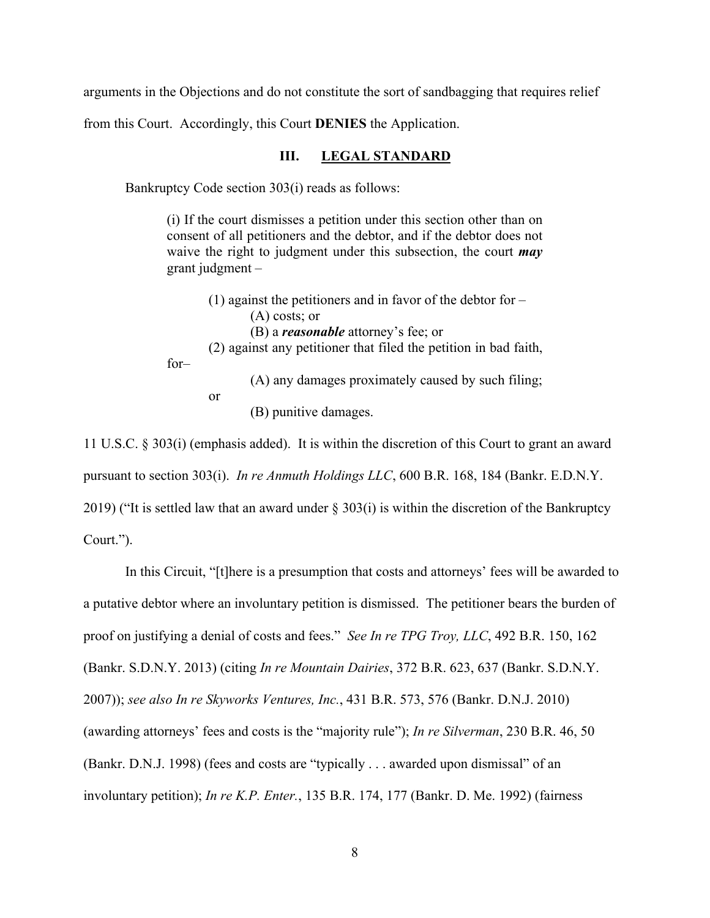arguments in the Objections and do not constitute the sort of sandbagging that requires relief from this Court. Accordingly, this Court **DENIES** the Application.

## III. LEGAL STANDARD

Bankruptcy Code section 303(i) reads as follows:

> (i) If the court dismisses a petition under this section other than on consent of all petitioners and the debtor, and if the debtor does not waive the right to judgment under this subsection, the court ***may*** grant judgment –
>
> (1) against the petitioners and in favor of the debtor for –
> (A) costs; or
> (B) a ***reasonable*** attorney's fee; or
>
> (2) against any petitioner that filed the petition in bad faith, for–
> (A) any damages proximately caused by such filing; or
> (B) punitive damages.

11 U.S.C. § 303(i) (emphasis added). It is within the discretion of this Court to grant an award pursuant to section 303(i). *In re Anmuth Holdings LLC*, 600 B.R. 168, 184 (Bankr. E.D.N.Y. 2019) ("It is settled law that an award under § 303(i) is within the discretion of the Bankruptcy Court.").

In this Circuit, "[t]here is a presumption that costs and attorneys' fees will be awarded to a putative debtor where an involuntary petition is dismissed. The petitioner bears the burden of proof on justifying a denial of costs and fees." *See In re TPG Troy, LLC*, 492 B.R. 150, 162 (Bankr. S.D.N.Y. 2013) (citing *In re Mountain Dairies*, 372 B.R. 623, 637 (Bankr. S.D.N.Y. 2007)); *see also In re Skyworks Ventures, Inc.*, 431 B.R. 573, 576 (Bankr. D.N.J. 2010) (awarding attorneys' fees and costs is the "majority rule"); *In re Silverman*, 230 B.R. 46, 50 (Bankr. D.N.J. 1998) (fees and costs are "typically . . . awarded upon dismissal" of an involuntary petition); *In re K.P. Enter.*, 135 B.R. 174, 177 (Bankr. D. Me. 1992) (fairness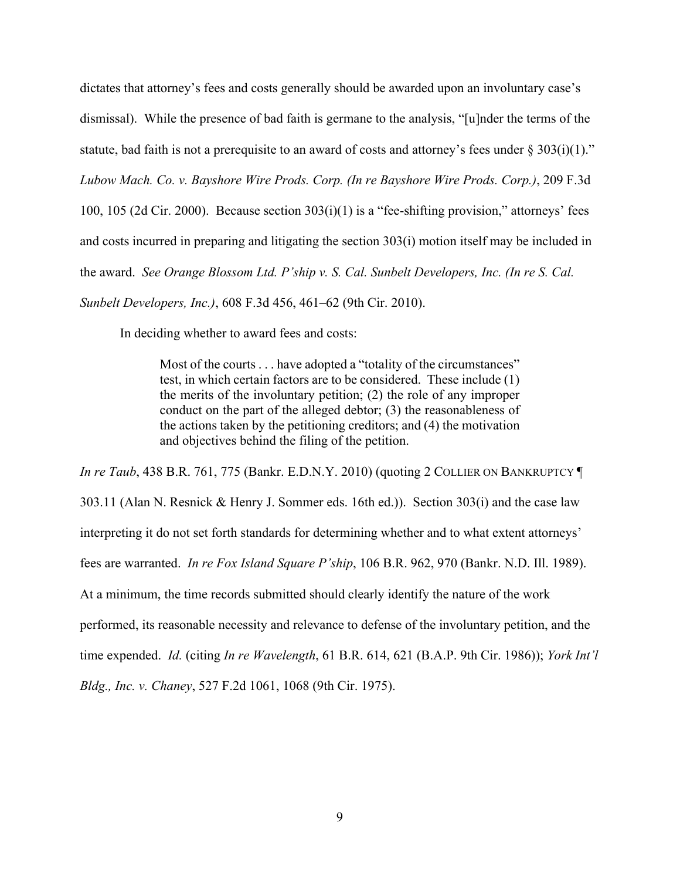dictates that attorney's fees and costs generally should be awarded upon an involuntary case's dismissal). While the presence of bad faith is germane to the analysis, "[u]nder the terms of the statute, bad faith is not a prerequisite to an award of costs and attorney's fees under § 303(i)(1)." *Lubow Mach. Co. v. Bayshore Wire Prods. Corp. (In re Bayshore Wire Prods. Corp.)*, 209 F.3d 100, 105 (2d Cir. 2000). Because section 303(i)(1) is a "fee-shifting provision," attorneys' fees and costs incurred in preparing and litigating the section 303(i) motion itself may be included in the award. *See Orange Blossom Ltd. P'ship v. S. Cal. Sunbelt Developers, Inc. (In re S. Cal. Sunbelt Developers, Inc.)*, 608 F.3d 456, 461–62 (9th Cir. 2010).

In deciding whether to award fees and costs:

> Most of the courts . . . have adopted a "totality of the circumstances" test, in which certain factors are to be considered. These include (1) the merits of the involuntary petition; (2) the role of any improper conduct on the part of the alleged debtor; (3) the reasonableness of the actions taken by the petitioning creditors; and (4) the motivation and objectives behind the filing of the petition.

*In re Taub*, 438 B.R. 761, 775 (Bankr. E.D.N.Y. 2010) (quoting 2 COLLIER ON BANKRUPTCY ¶ 303.11 (Alan N. Resnick & Henry J. Sommer eds. 16th ed.)). Section 303(i) and the case law interpreting it do not set forth standards for determining whether and to what extent attorneys' fees are warranted. *In re Fox Island Square P'ship*, 106 B.R. 962, 970 (Bankr. N.D. Ill. 1989). At a minimum, the time records submitted should clearly identify the nature of the work performed, its reasonable necessity and relevance to defense of the involuntary petition, and the time expended. *Id.* (citing *In re Wavelength*, 61 B.R. 614, 621 (B.A.P. 9th Cir. 1986)); *York Int'l Bldg., Inc. v. Chaney*, 527 F.2d 1061, 1068 (9th Cir. 1975).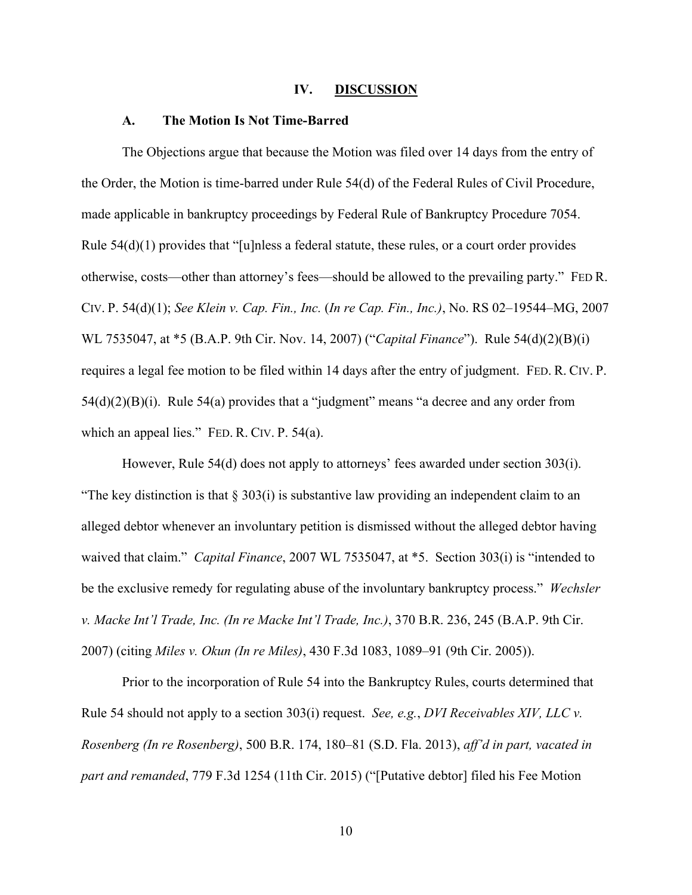## IV. DISCUSSION

### A. The Motion Is Not Time-Barred

The Objections argue that because the Motion was filed over 14 days from the entry of the Order, the Motion is time-barred under Rule 54(d) of the Federal Rules of Civil Procedure, made applicable in bankruptcy proceedings by Federal Rule of Bankruptcy Procedure 7054. Rule 54(d)(1) provides that "[u]nless a federal statute, these rules, or a court order provides otherwise, costs—other than attorney's fees—should be allowed to the prevailing party." FED R. CIV. P. 54(d)(1); *See Klein v. Cap. Fin., Inc.* (*In re Cap. Fin., Inc.)*, No. RS 02–19544–MG, 2007 WL 7535047, at *5 (B.A.P. 9th Cir. Nov. 14, 2007) ("*Capital Finance*"). Rule 54(d)(2)(B)(i) requires a legal fee motion to be filed within 14 days after the entry of judgment. FED. R. CIV. P. 54(d)(2)(B)(i). Rule 54(a) provides that a "judgment" means "a decree and any order from which an appeal lies." FED. R. CIV. P. 54(a).

However, Rule 54(d) does not apply to attorneys' fees awarded under section 303(i). "The key distinction is that § 303(i) is substantive law providing an independent claim to an alleged debtor whenever an involuntary petition is dismissed without the alleged debtor having waived that claim." *Capital Finance*, 2007 WL 7535047, at *5. Section 303(i) is "intended to be the exclusive remedy for regulating abuse of the involuntary bankruptcy process." *Wechsler v. Macke Int'l Trade, Inc. (In re Macke Int'l Trade, Inc.)*, 370 B.R. 236, 245 (B.A.P. 9th Cir. 2007) (citing *Miles v. Okun (In re Miles)*, 430 F.3d 1083, 1089–91 (9th Cir. 2005)).

Prior to the incorporation of Rule 54 into the Bankruptcy Rules, courts determined that Rule 54 should not apply to a section 303(i) request. *See, e.g.*, *DVI Receivables XIV, LLC v. Rosenberg (In re Rosenberg)*, 500 B.R. 174, 180–81 (S.D. Fla. 2013), *aff'd in part, vacated in part and remanded*, 779 F.3d 1254 (11th Cir. 2015) ("[Putative debtor] filed his Fee Motion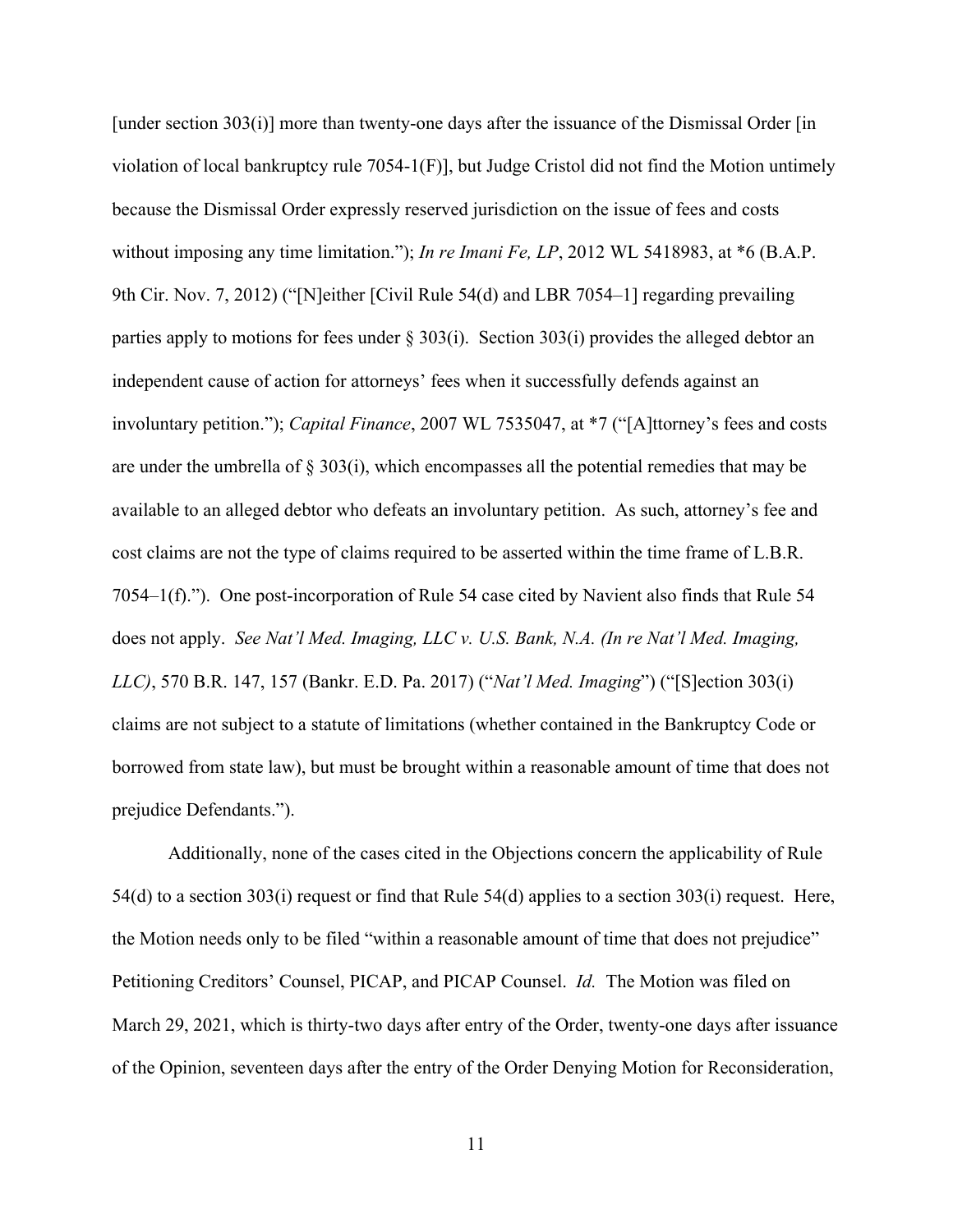[under section 303(i)] more than twenty-one days after the issuance of the Dismissal Order [in violation of local bankruptcy rule 7054-1(F)], but Judge Cristol did not find the Motion untimely because the Dismissal Order expressly reserved jurisdiction on the issue of fees and costs without imposing any time limitation."); *In re Imani Fe, LP*, 2012 WL 5418983, at *6 (B.A.P. 9th Cir. Nov. 7, 2012) ("[N]either [Civil Rule 54(d) and LBR 7054–1] regarding prevailing parties apply to motions for fees under § 303(i). Section 303(i) provides the alleged debtor an independent cause of action for attorneys' fees when it successfully defends against an involuntary petition."); *Capital Finance*, 2007 WL 7535047, at *7 ("[A]ttorney's fees and costs are under the umbrella of § 303(i), which encompasses all the potential remedies that may be available to an alleged debtor who defeats an involuntary petition. As such, attorney's fee and cost claims are not the type of claims required to be asserted within the time frame of L.B.R. 7054–1(f)."). One post-incorporation of Rule 54 case cited by Navient also finds that Rule 54 does not apply. *See Nat'l Med. Imaging, LLC v. U.S. Bank, N.A. (In re Nat'l Med. Imaging, LLC)*, 570 B.R. 147, 157 (Bankr. E.D. Pa. 2017) ("*Nat'l Med. Imaging*") ("[S]ection 303(i) claims are not subject to a statute of limitations (whether contained in the Bankruptcy Code or borrowed from state law), but must be brought within a reasonable amount of time that does not prejudice Defendants.").

Additionally, none of the cases cited in the Objections concern the applicability of Rule 54(d) to a section 303(i) request or find that Rule 54(d) applies to a section 303(i) request. Here, the Motion needs only to be filed "within a reasonable amount of time that does not prejudice" Petitioning Creditors' Counsel, PICAP, and PICAP Counsel. *Id.* The Motion was filed on March 29, 2021, which is thirty-two days after entry of the Order, twenty-one days after issuance of the Opinion, seventeen days after the entry of the Order Denying Motion for Reconsideration,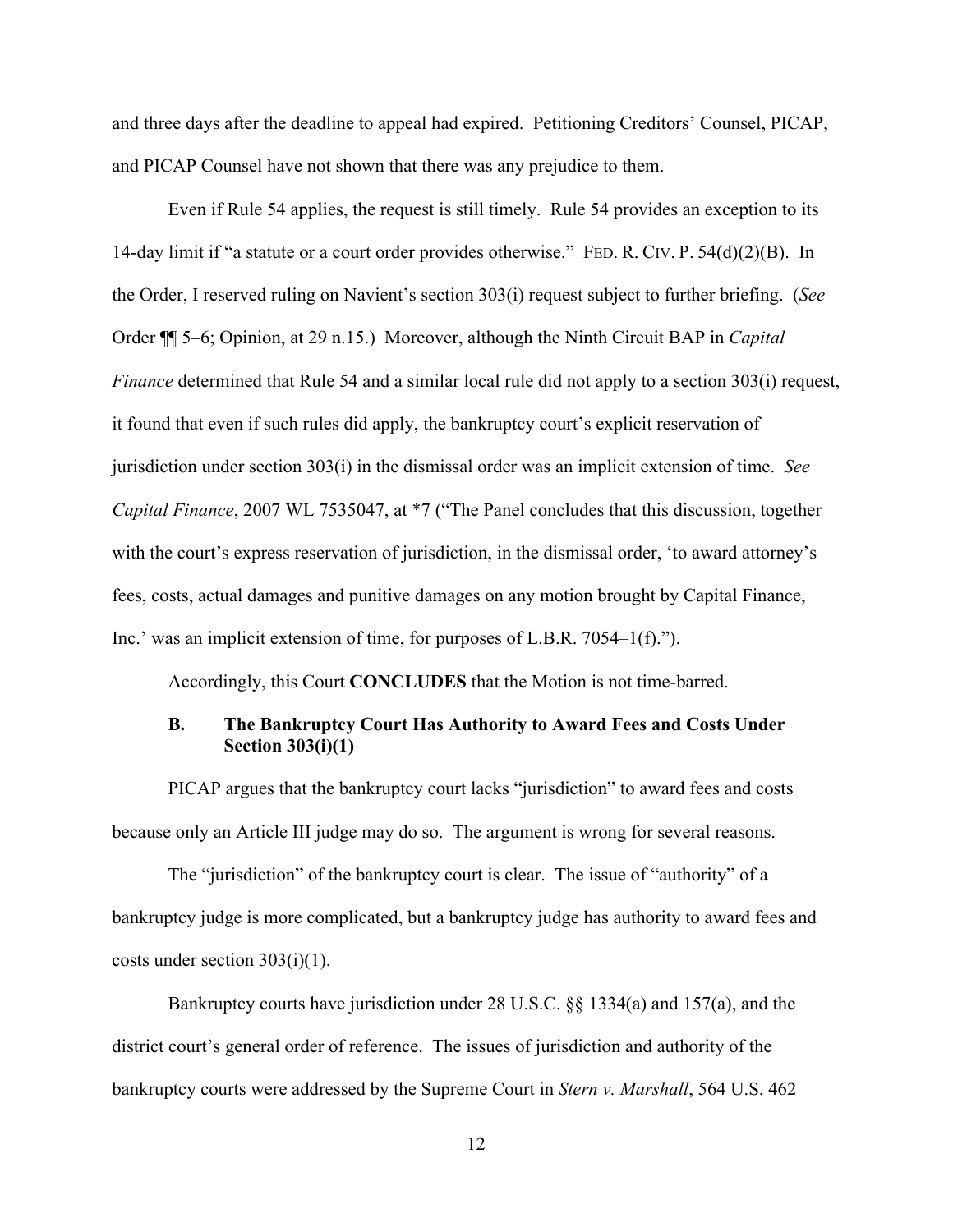and three days after the deadline to appeal had expired. Petitioning Creditors' Counsel, PICAP, and PICAP Counsel have not shown that there was any prejudice to them.

Even if Rule 54 applies, the request is still timely. Rule 54 provides an exception to its 14-day limit if "a statute or a court order provides otherwise." FED. R. CIV. P. 54(d)(2)(B). In the Order, I reserved ruling on Navient's section 303(i) request subject to further briefing. (*See* Order ¶¶ 5–6; Opinion, at 29 n.15.) Moreover, although the Ninth Circuit BAP in *Capital Finance* determined that Rule 54 and a similar local rule did not apply to a section 303(i) request, it found that even if such rules did apply, the bankruptcy court's explicit reservation of jurisdiction under section 303(i) in the dismissal order was an implicit extension of time. *See Capital Finance*, 2007 WL 7535047, at *7 ("The Panel concludes that this discussion, together with the court's express reservation of jurisdiction, in the dismissal order, 'to award attorney's fees, costs, actual damages and punitive damages on any motion brought by Capital Finance, Inc.' was an implicit extension of time, for purposes of L.B.R. 7054–1(f).").

Accordingly, this Court **CONCLUDES** that the Motion is not time-barred.

### B. The Bankruptcy Court Has Authority to Award Fees and Costs Under Section 303(i)(1)

PICAP argues that the bankruptcy court lacks "jurisdiction" to award fees and costs because only an Article III judge may do so. The argument is wrong for several reasons.

The "jurisdiction" of the bankruptcy court is clear. The issue of "authority" of a bankruptcy judge is more complicated, but a bankruptcy judge has authority to award fees and costs under section 303(i)(1).

Bankruptcy courts have jurisdiction under 28 U.S.C. §§ 1334(a) and 157(a), and the district court's general order of reference. The issues of jurisdiction and authority of the bankruptcy courts were addressed by the Supreme Court in *Stern v. Marshall*, 564 U.S. 462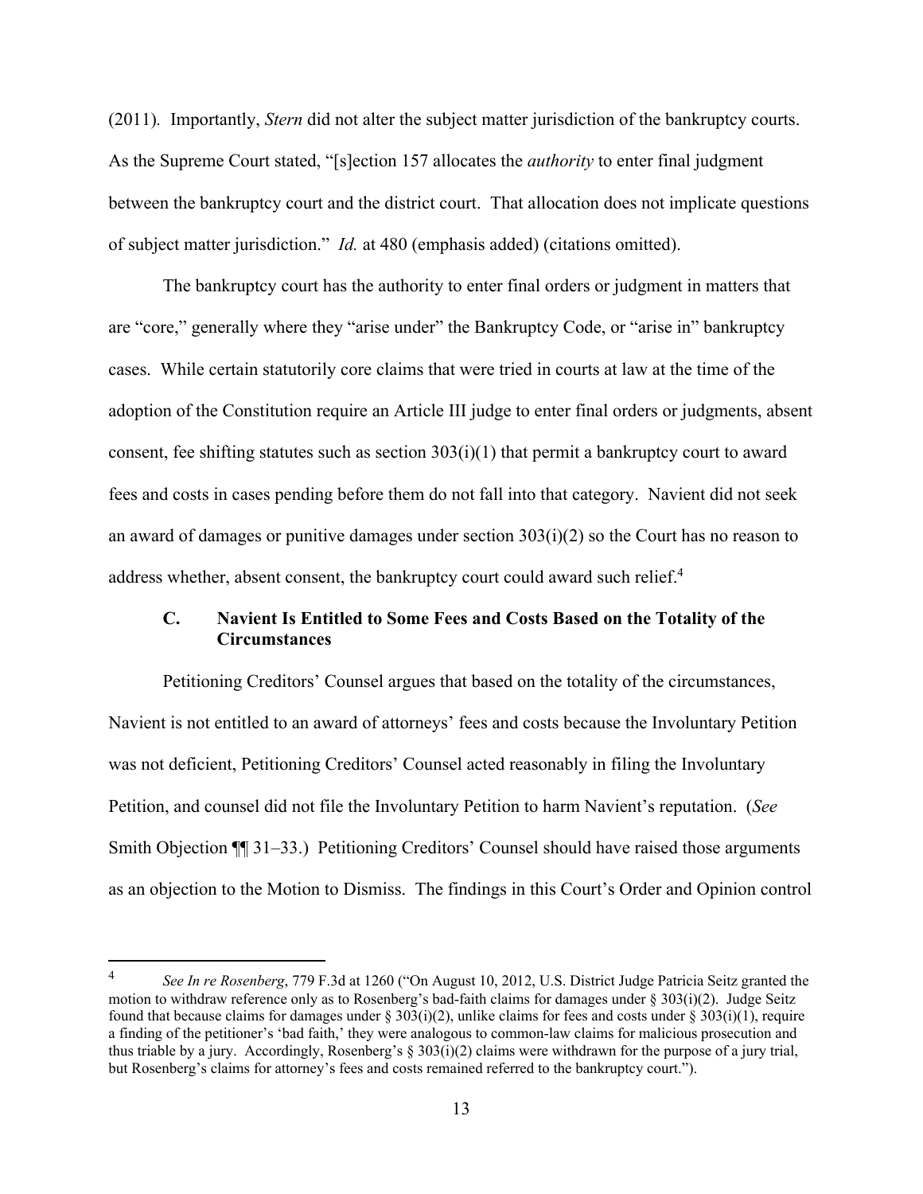(2011). Importantly, *Stern* did not alter the subject matter jurisdiction of the bankruptcy courts. As the Supreme Court stated, "[s]ection 157 allocates the *authority* to enter final judgment between the bankruptcy court and the district court. That allocation does not implicate questions of subject matter jurisdiction." *Id.* at 480 (emphasis added) (citations omitted).

The bankruptcy court has the authority to enter final orders or judgment in matters that are "core," generally where they "arise under" the Bankruptcy Code, or "arise in" bankruptcy cases. While certain statutorily core claims that were tried in courts at law at the time of the adoption of the Constitution require an Article III judge to enter final orders or judgments, absent consent, fee shifting statutes such as section 303(i)(1) that permit a bankruptcy court to award fees and costs in cases pending before them do not fall into that category. Navient did not seek an award of damages or punitive damages under section 303(i)(2) so the Court has no reason to address whether, absent consent, the bankruptcy court could award such relief.[4]

### C. Navient Is Entitled to Some Fees and Costs Based on the Totality of the Circumstances

Petitioning Creditors' Counsel argues that based on the totality of the circumstances, Navient is not entitled to an award of attorneys' fees and costs because the Involuntary Petition was not deficient, Petitioning Creditors' Counsel acted reasonably in filing the Involuntary Petition, and counsel did not file the Involuntary Petition to harm Navient's reputation. (*See* Smith Objection ¶¶ 31–33.) Petitioning Creditors' Counsel should have raised those arguments as an objection to the Motion to Dismiss. The findings in this Court's Order and Opinion control

---

[4] *See In re Rosenberg*, 779 F.3d at 1260 ("On August 10, 2012, U.S. District Judge Patricia Seitz granted the motion to withdraw reference only as to Rosenberg's bad-faith claims for damages under § 303(i)(2). Judge Seitz found that because claims for damages under § 303(i)(2), unlike claims for fees and costs under § 303(i)(1), require a finding of the petitioner's 'bad faith,' they were analogous to common-law claims for malicious prosecution and thus triable by a jury. Accordingly, Rosenberg's § 303(i)(2) claims were withdrawn for the purpose of a jury trial, but Rosenberg's claims for attorney's fees and costs remained referred to the bankruptcy court.").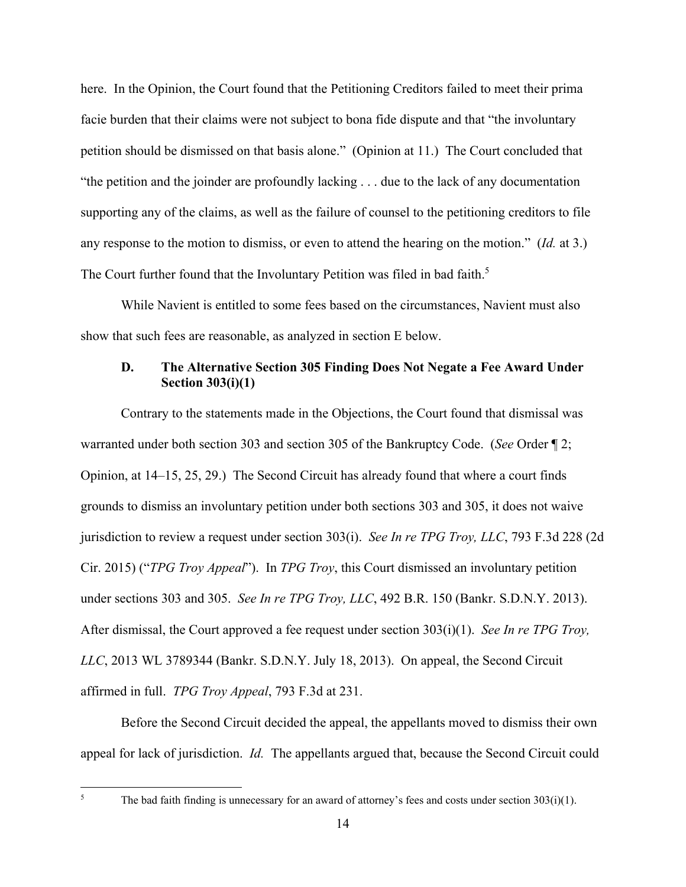here. In the Opinion, the Court found that the Petitioning Creditors failed to meet their prima facie burden that their claims were not subject to bona fide dispute and that "the involuntary petition should be dismissed on that basis alone." (Opinion at 11.) The Court concluded that "the petition and the joinder are profoundly lacking . . . due to the lack of any documentation supporting any of the claims, as well as the failure of counsel to the petitioning creditors to file any response to the motion to dismiss, or even to attend the hearing on the motion." (*Id.* at 3.) The Court further found that the Involuntary Petition was filed in bad faith.[5]

While Navient is entitled to some fees based on the circumstances, Navient must also show that such fees are reasonable, as analyzed in section E below.

### D. The Alternative Section 305 Finding Does Not Negate a Fee Award Under Section 303(i)(1)

Contrary to the statements made in the Objections, the Court found that dismissal was warranted under both section 303 and section 305 of the Bankruptcy Code. (*See* Order ¶ 2; Opinion, at 14–15, 25, 29.) The Second Circuit has already found that where a court finds grounds to dismiss an involuntary petition under both sections 303 and 305, it does not waive jurisdiction to review a request under section 303(i). *See In re TPG Troy, LLC*, 793 F.3d 228 (2d Cir. 2015) ("*TPG Troy Appeal*"). In *TPG Troy*, this Court dismissed an involuntary petition under sections 303 and 305. *See In re TPG Troy, LLC*, 492 B.R. 150 (Bankr. S.D.N.Y. 2013). After dismissal, the Court approved a fee request under section 303(i)(1). *See In re TPG Troy, LLC*, 2013 WL 3789344 (Bankr. S.D.N.Y. July 18, 2013). On appeal, the Second Circuit affirmed in full. *TPG Troy Appeal*, 793 F.3d at 231.

Before the Second Circuit decided the appeal, the appellants moved to dismiss their own appeal for lack of jurisdiction. *Id.* The appellants argued that, because the Second Circuit could

---

[5] The bad faith finding is unnecessary for an award of attorney's fees and costs under section 303(i)(1).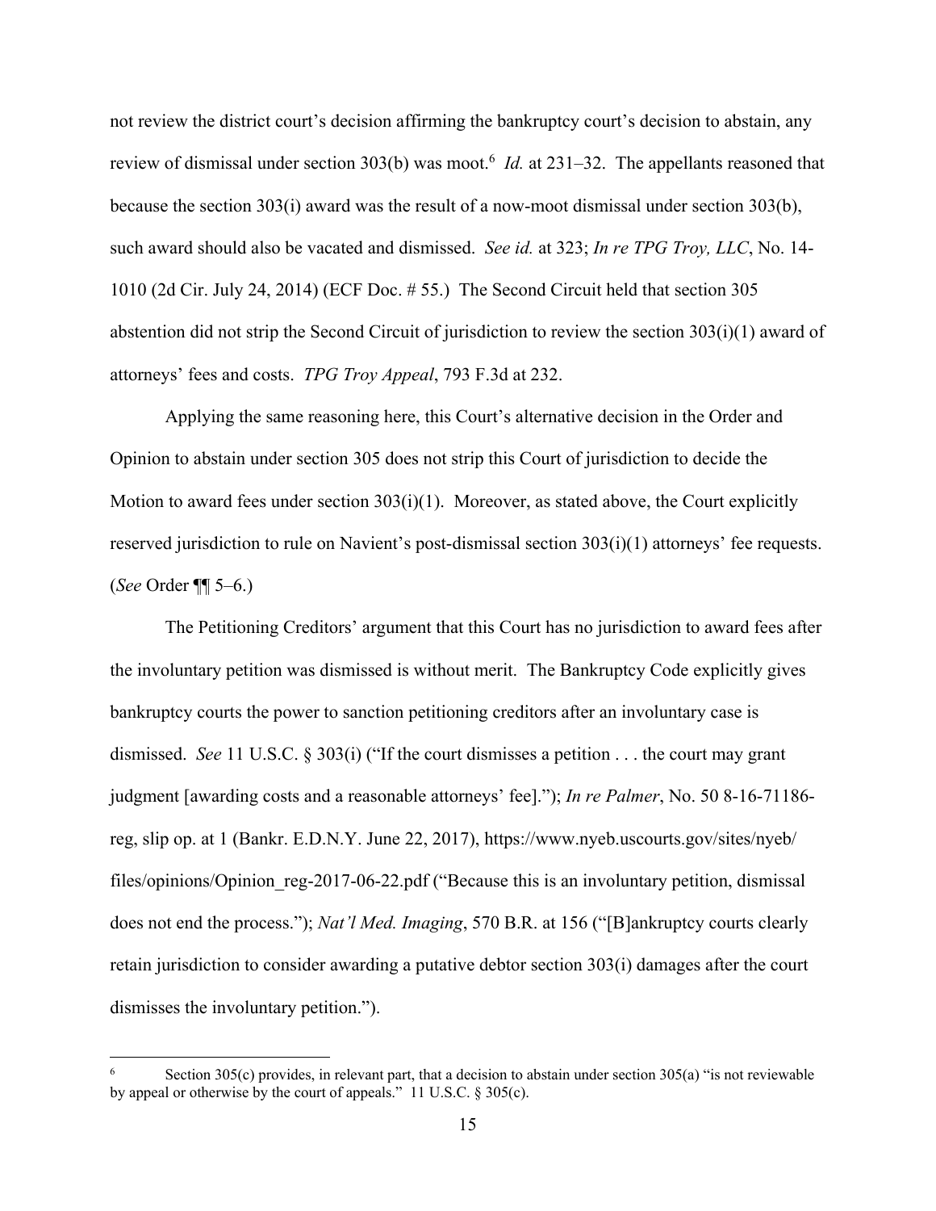not review the district court's decision affirming the bankruptcy court's decision to abstain, any review of dismissal under section 303(b) was moot.[6] *Id.* at 231–32. The appellants reasoned that because the section 303(i) award was the result of a now-moot dismissal under section 303(b), such award should also be vacated and dismissed. *See id.* at 323; *In re TPG Troy, LLC*, No. 14-1010 (2d Cir. July 24, 2014) (ECF Doc. # 55.) The Second Circuit held that section 305 abstention did not strip the Second Circuit of jurisdiction to review the section 303(i)(1) award of attorneys' fees and costs. *TPG Troy Appeal*, 793 F.3d at 232.

Applying the same reasoning here, this Court's alternative decision in the Order and Opinion to abstain under section 305 does not strip this Court of jurisdiction to decide the Motion to award fees under section 303(i)(1). Moreover, as stated above, the Court explicitly reserved jurisdiction to rule on Navient's post-dismissal section 303(i)(1) attorneys' fee requests. (*See* Order ¶¶ 5–6.)

The Petitioning Creditors' argument that this Court has no jurisdiction to award fees after the involuntary petition was dismissed is without merit. The Bankruptcy Code explicitly gives bankruptcy courts the power to sanction petitioning creditors after an involuntary case is dismissed. *See* 11 U.S.C. § 303(i) ("If the court dismisses a petition . . . the court may grant judgment [awarding costs and a reasonable attorneys' fee]."); *In re Palmer*, No. 50 8-16-71186-reg, slip op. at 1 (Bankr. E.D.N.Y. June 22, 2017), https://www.nyeb.uscourts.gov/sites/nyeb/files/opinions/Opinion_reg-2017-06-22.pdf ("Because this is an involuntary petition, dismissal does not end the process."); *Nat'l Med. Imaging*, 570 B.R. at 156 ("[B]ankruptcy courts clearly retain jurisdiction to consider awarding a putative debtor section 303(i) damages after the court dismisses the involuntary petition.").

---

[6] Section 305(c) provides, in relevant part, that a decision to abstain under section 305(a) "is not reviewable by appeal or otherwise by the court of appeals." 11 U.S.C. § 305(c).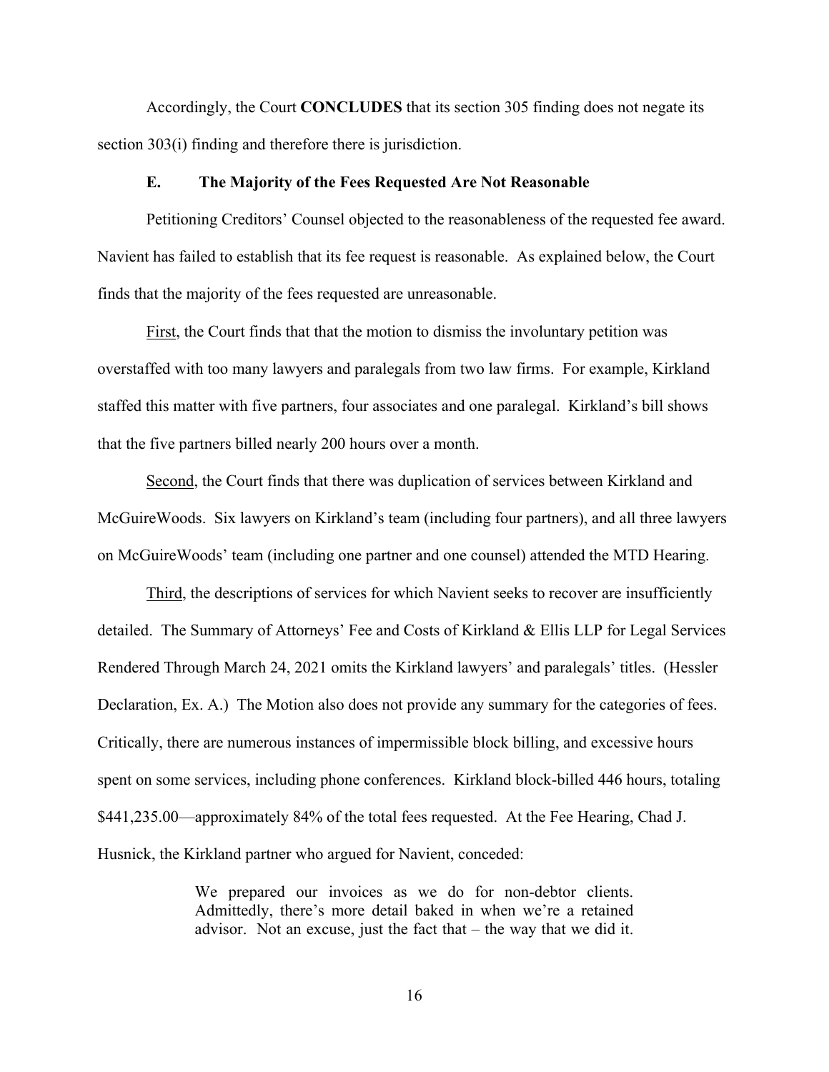Accordingly, the Court **CONCLUDES** that its section 305 finding does not negate its section 303(i) finding and therefore there is jurisdiction.

### E. The Majority of the Fees Requested Are Not Reasonable

Petitioning Creditors' Counsel objected to the reasonableness of the requested fee award. Navient has failed to establish that its fee request is reasonable. As explained below, the Court finds that the majority of the fees requested are unreasonable.

First, the Court finds that that the motion to dismiss the involuntary petition was overstaffed with too many lawyers and paralegals from two law firms. For example, Kirkland staffed this matter with five partners, four associates and one paralegal. Kirkland's bill shows that the five partners billed nearly 200 hours over a month.

Second, the Court finds that there was duplication of services between Kirkland and McGuireWoods. Six lawyers on Kirkland's team (including four partners), and all three lawyers on McGuireWoods' team (including one partner and one counsel) attended the MTD Hearing.

Third, the descriptions of services for which Navient seeks to recover are insufficiently detailed. The Summary of Attorneys' Fee and Costs of Kirkland & Ellis LLP for Legal Services Rendered Through March 24, 2021 omits the Kirkland lawyers' and paralegals' titles. (Hessler Declaration, Ex. A.) The Motion also does not provide any summary for the categories of fees. Critically, there are numerous instances of impermissible block billing, and excessive hours spent on some services, including phone conferences. Kirkland block-billed 446 hours, totaling $441,235.00—approximately 84% of the total fees requested. At the Fee Hearing, Chad J. Husnick, the Kirkland partner who argued for Navient, conceded:

> We prepared our invoices as we do for non-debtor clients. Admittedly, there's more detail baked in when we're a retained advisor. Not an excuse, just the fact that – the way that we did it.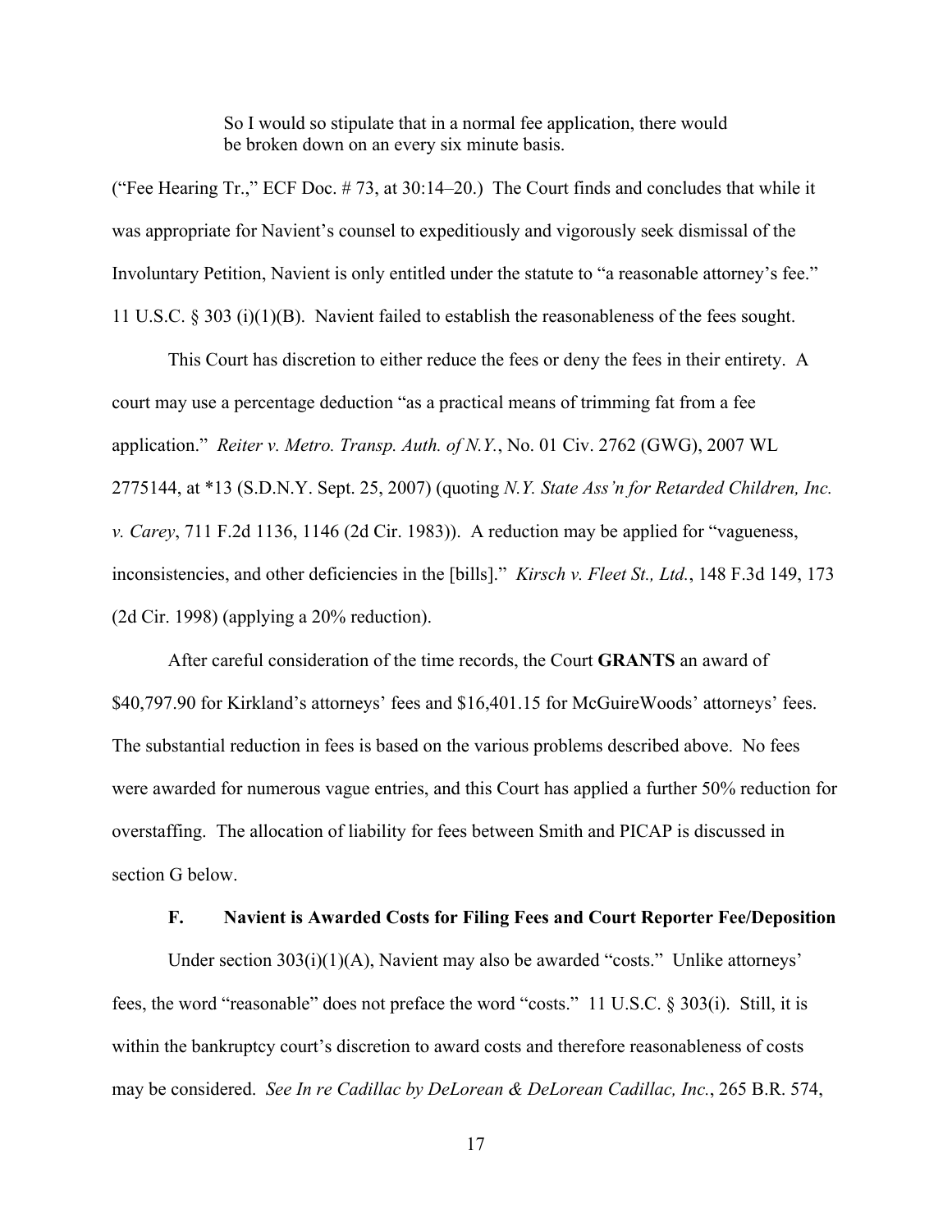> So I would so stipulate that in a normal fee application, there would be broken down on an every six minute basis.

("Fee Hearing Tr.," ECF Doc. # 73, at 30:14–20.) The Court finds and concludes that while it was appropriate for Navient's counsel to expeditiously and vigorously seek dismissal of the Involuntary Petition, Navient is only entitled under the statute to "a reasonable attorney's fee." 11 U.S.C. § 303 (i)(1)(B). Navient failed to establish the reasonableness of the fees sought.

This Court has discretion to either reduce the fees or deny the fees in their entirety. A court may use a percentage deduction "as a practical means of trimming fat from a fee application." *Reiter v. Metro. Transp. Auth. of N.Y.*, No. 01 Civ. 2762 (GWG), 2007 WL 2775144, at *13 (S.D.N.Y. Sept. 25, 2007) (quoting *N.Y. State Ass'n for Retarded Children, Inc. v. Carey*, 711 F.2d 1136, 1146 (2d Cir. 1983)). A reduction may be applied for "vagueness, inconsistencies, and other deficiencies in the [bills]." *Kirsch v. Fleet St., Ltd.*, 148 F.3d 149, 173 (2d Cir. 1998) (applying a 20% reduction).

After careful consideration of the time records, the Court **GRANTS** an award of $40,797.90 for Kirkland's attorneys' fees and $16,401.15 for McGuireWoods' attorneys' fees. The substantial reduction in fees is based on the various problems described above. No fees were awarded for numerous vague entries, and this Court has applied a further 50% reduction for overstaffing. The allocation of liability for fees between Smith and PICAP is discussed in section G below.

### F. Navient is Awarded Costs for Filing Fees and Court Reporter Fee/Deposition

Under section 303(i)(1)(A), Navient may also be awarded "costs." Unlike attorneys' fees, the word "reasonable" does not preface the word "costs." 11 U.S.C. § 303(i). Still, it is within the bankruptcy court's discretion to award costs and therefore reasonableness of costs may be considered. *See In re Cadillac by DeLorean & DeLorean Cadillac, Inc.*, 265 B.R. 574,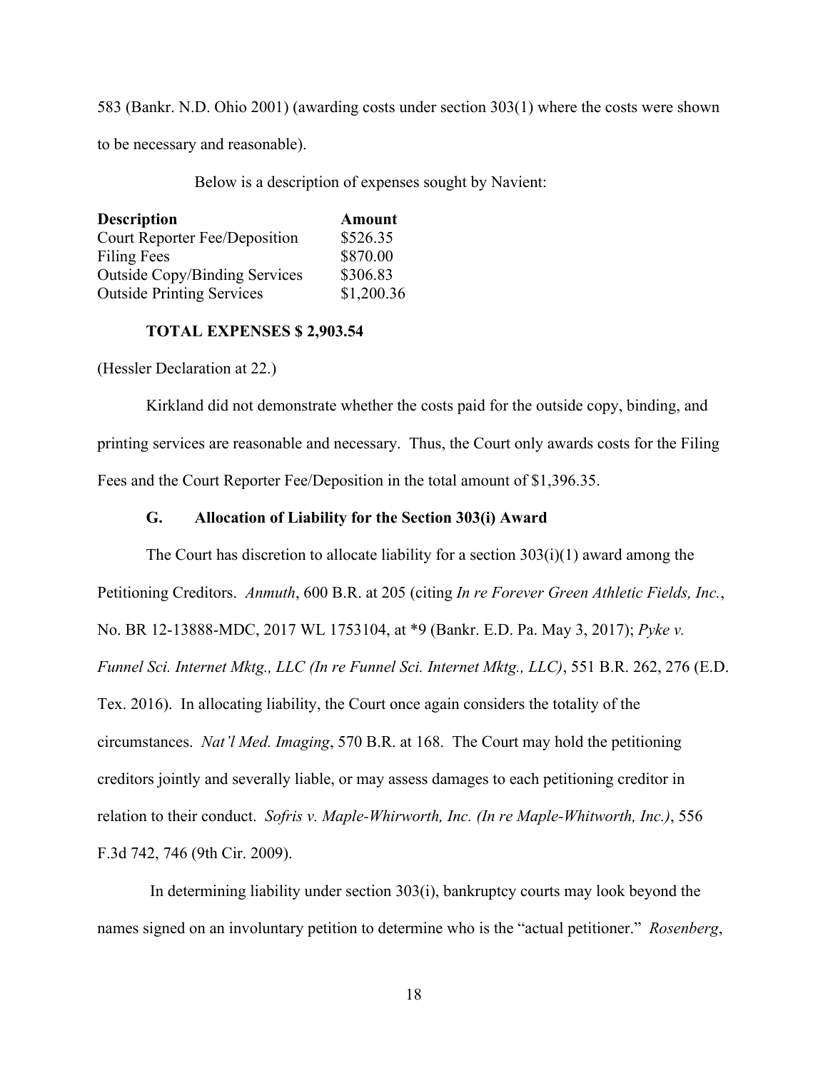583 (Bankr. N.D. Ohio 2001) (awarding costs under section 303(1) where the costs were shown to be necessary and reasonable).

Below is a description of expenses sought by Navient:

| **Description** | **Amount** |
| --- | --- |
| Court Reporter Fee/Deposition | \$526.35 |
| Filing Fees | \$870.00 |
| Outside Copy/Binding Services | \$306.83 |
| Outside Printing Services | \$1,200.36 |

**TOTAL EXPENSES \$ 2,903.54**

(Hessler Declaration at 22.)

Kirkland did not demonstrate whether the costs paid for the outside copy, binding, and printing services are reasonable and necessary. Thus, the Court only awards costs for the Filing Fees and the Court Reporter Fee/Deposition in the total amount of \$1,396.35.

### G. Allocation of Liability for the Section 303(i) Award

The Court has discretion to allocate liability for a section 303(i)(1) award among the Petitioning Creditors. *Anmuth*, 600 B.R. at 205 (citing *In re Forever Green Athletic Fields, Inc.*, No. BR 12-13888-MDC, 2017 WL 1753104, at *9 (Bankr. E.D. Pa. May 3, 2017); *Pyke v. Funnel Sci. Internet Mktg., LLC (In re Funnel Sci. Internet Mktg., LLC)*, 551 B.R. 262, 276 (E.D. Tex. 2016). In allocating liability, the Court once again considers the totality of the circumstances. *Nat'l Med. Imaging*, 570 B.R. at 168. The Court may hold the petitioning creditors jointly and severally liable, or may assess damages to each petitioning creditor in relation to their conduct. *Sofris v. Maple-Whirworth, Inc. (In re Maple-Whitworth, Inc.)*, 556 F.3d 742, 746 (9th Cir. 2009).

In determining liability under section 303(i), bankruptcy courts may look beyond the names signed on an involuntary petition to determine who is the "actual petitioner." *Rosenberg*,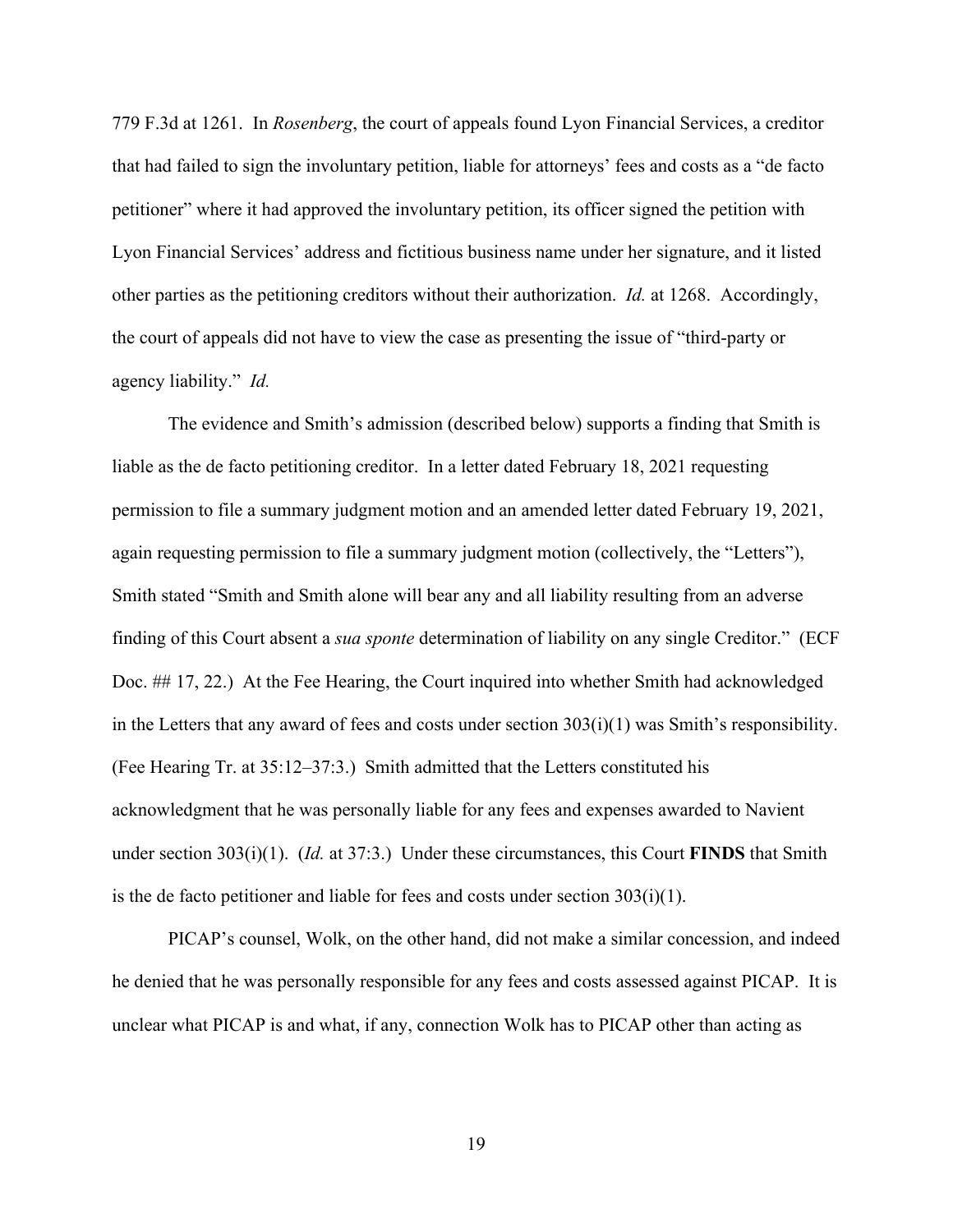779 F.3d at 1261. In *Rosenberg*, the court of appeals found Lyon Financial Services, a creditor that had failed to sign the involuntary petition, liable for attorneys' fees and costs as a "de facto petitioner" where it had approved the involuntary petition, its officer signed the petition with Lyon Financial Services' address and fictitious business name under her signature, and it listed other parties as the petitioning creditors without their authorization. *Id.* at 1268. Accordingly, the court of appeals did not have to view the case as presenting the issue of "third-party or agency liability." *Id.*

The evidence and Smith's admission (described below) supports a finding that Smith is liable as the de facto petitioning creditor. In a letter dated February 18, 2021 requesting permission to file a summary judgment motion and an amended letter dated February 19, 2021, again requesting permission to file a summary judgment motion (collectively, the "Letters"), Smith stated "Smith and Smith alone will bear any and all liability resulting from an adverse finding of this Court absent a *sua sponte* determination of liability on any single Creditor." (ECF Doc. ## 17, 22.) At the Fee Hearing, the Court inquired into whether Smith had acknowledged in the Letters that any award of fees and costs under section 303(i)(1) was Smith's responsibility. (Fee Hearing Tr. at 35:12–37:3.) Smith admitted that the Letters constituted his acknowledgment that he was personally liable for any fees and expenses awarded to Navient under section 303(i)(1). (*Id.* at 37:3.) Under these circumstances, this Court **FINDS** that Smith is the de facto petitioner and liable for fees and costs under section 303(i)(1).

PICAP's counsel, Wolk, on the other hand, did not make a similar concession, and indeed he denied that he was personally responsible for any fees and costs assessed against PICAP. It is unclear what PICAP is and what, if any, connection Wolk has to PICAP other than acting as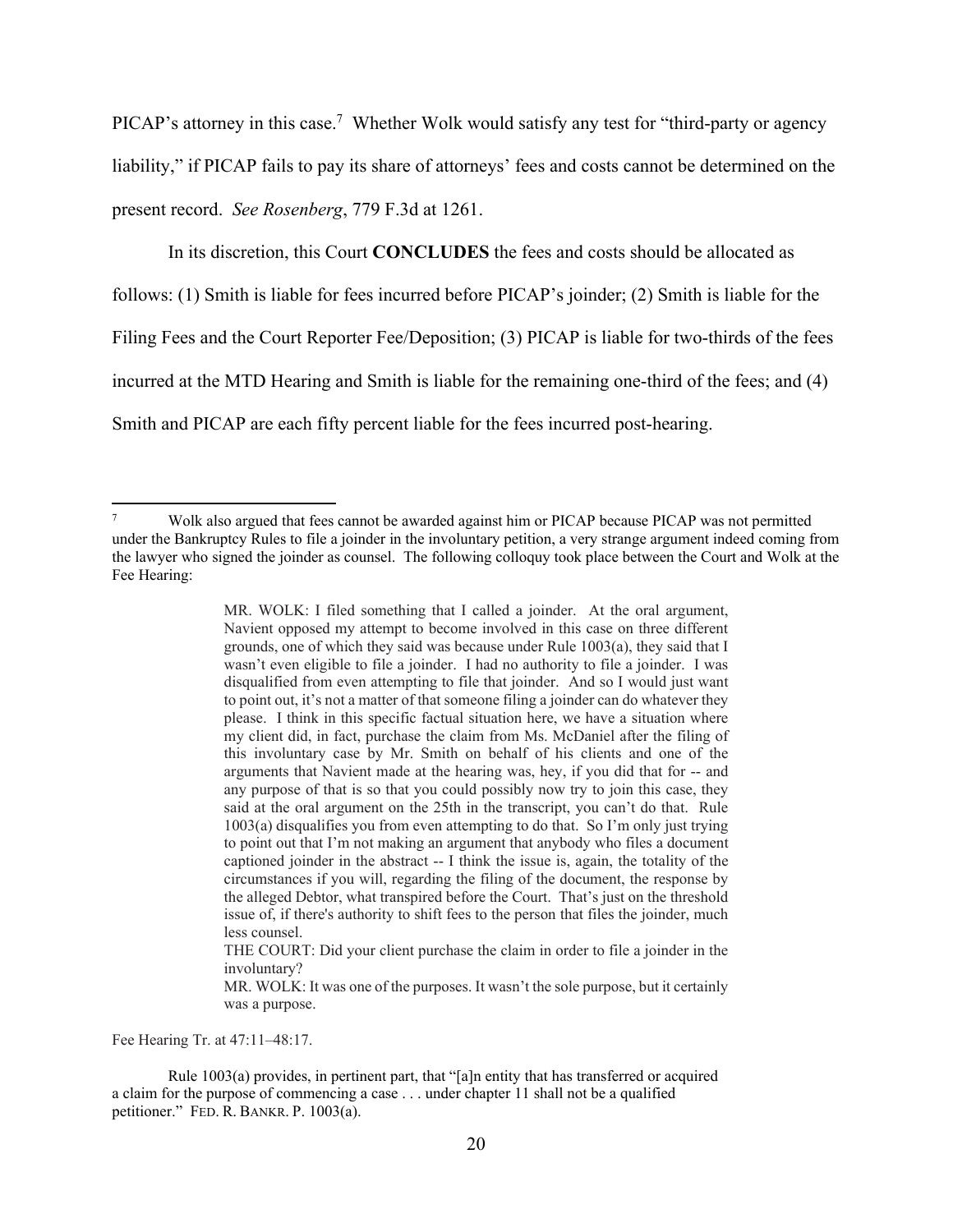PICAP's attorney in this case.[7] Whether Wolk would satisfy any test for "third-party or agency liability," if PICAP fails to pay its share of attorneys' fees and costs cannot be determined on the present record. *See Rosenberg*, 779 F.3d at 1261.

In its discretion, this Court **CONCLUDES** the fees and costs should be allocated as follows: (1) Smith is liable for fees incurred before PICAP's joinder; (2) Smith is liable for the Filing Fees and the Court Reporter Fee/Deposition; (3) PICAP is liable for two-thirds of the fees incurred at the MTD Hearing and Smith is liable for the remaining one-third of the fees; and (4) Smith and PICAP are each fifty percent liable for the fees incurred post-hearing.

---

[7] Wolk also argued that fees cannot be awarded against him or PICAP because PICAP was not permitted under the Bankruptcy Rules to file a joinder in the involuntary petition, a very strange argument indeed coming from the lawyer who signed the joinder as counsel. The following colloquy took place between the Court and Wolk at the Fee Hearing:

> MR. WOLK: I filed something that I called a joinder. At the oral argument, Navient opposed my attempt to become involved in this case on three different grounds, one of which they said was because under Rule 1003(a), they said that I wasn't even eligible to file a joinder. I had no authority to file a joinder. I was disqualified from even attempting to file that joinder. And so I would just want to point out, it's not a matter of that someone filing a joinder can do whatever they please. I think in this specific factual situation here, we have a situation where my client did, in fact, purchase the claim from Ms. McDaniel after the filing of this involuntary case by Mr. Smith on behalf of his clients and one of the arguments that Navient made at the hearing was, hey, if you did that for -- and any purpose of that is so that you could possibly now try to join this case, they said at the oral argument on the 25th in the transcript, you can't do that. Rule 1003(a) disqualifies you from even attempting to do that. So I'm only just trying to point out that I'm not making an argument that anybody who files a document captioned joinder in the abstract -- I think the issue is, again, the totality of the circumstances if you will, regarding the filing of the document, the response by the alleged Debtor, what transpired before the Court. That's just on the threshold issue of, if there's authority to shift fees to the person that files the joinder, much less counsel.
>
> THE COURT: Did your client purchase the claim in order to file a joinder in the involuntary?
>
> MR. WOLK: It was one of the purposes. It wasn't the sole purpose, but it certainly was a purpose.

Fee Hearing Tr. at 47:11–48:17.

Rule 1003(a) provides, in pertinent part, that "[a]n entity that has transferred or acquired a claim for the purpose of commencing a case . . . under chapter 11 shall not be a qualified petitioner." FED. R. BANKR. P. 1003(a).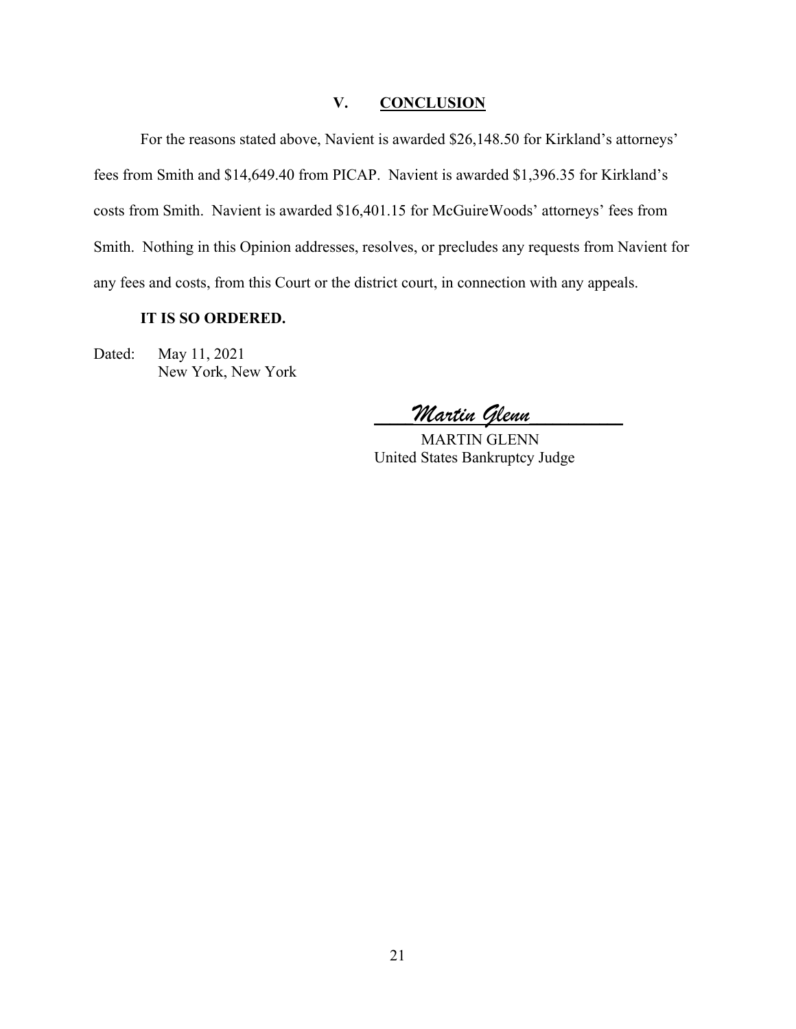## V. CONCLUSION

For the reasons stated above, Navient is awarded $26,148.50 for Kirkland's attorneys' fees from Smith and $14,649.40 from PICAP. Navient is awarded $1,396.35 for Kirkland's costs from Smith. Navient is awarded $16,401.15 for McGuireWoods' attorneys' fees from Smith. Nothing in this Opinion addresses, resolves, or precludes any requests from Navient for any fees and costs, from this Court or the district court, in connection with any appeals.

**IT IS SO ORDERED.**

Dated: May 11, 2021
New York, New York

*Martin Glenn*

MARTIN GLENN
United States Bankruptcy Judge